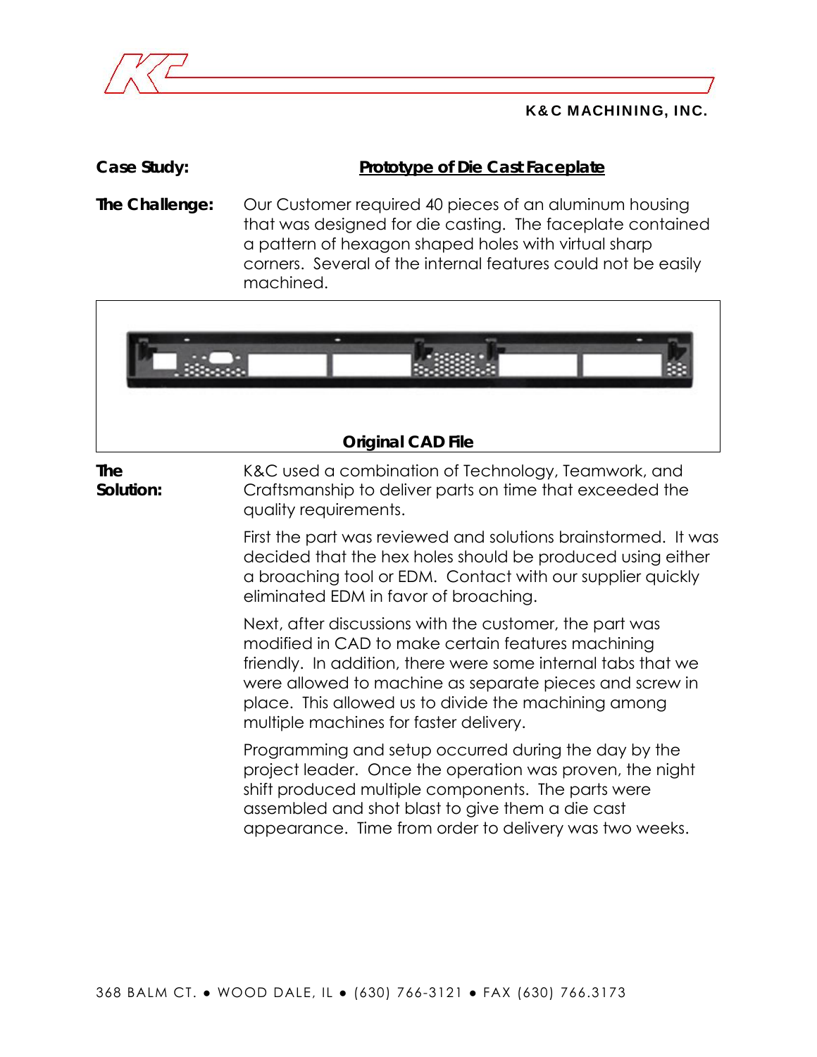K&C MACHINING, INC.

**Case Study:** **Prototype of Die Cast Faceplate**

**The Challenge:** Our Customer required 40 pieces of an aluminum housing that was designed for die casting. The faceplate contained a pattern of hexagon shaped holes with virtual sharp corners. Several of the internal features could not be easily machined.

**Original CAD File**

**The Solution:** K&C used a combination of Technology, Teamwork, and Craftsmanship to deliver parts on time that exceeded the quality requirements.

First the part was reviewed and solutions brainstormed. It was decided that the hex holes should be produced using either a broaching tool or EDM. Contact with our supplier quickly eliminated EDM in favor of broaching.

Next, after discussions with the customer, the part was modified in CAD to make certain features machining friendly. In addition, there were some internal tabs that we were allowed to machine as separate pieces and screw in place. This allowed us to divide the machining among multiple machines for faster delivery.

Programming and setup occurred during the day by the project leader. Once the operation was proven, the night shift produced multiple components. The parts were assembled and shot blast to give them a die cast appearance. Time from order to delivery was two weeks.

368 BALM CT. ● WOOD DALE, IL ● (630) 766-3121 ● FAX (630) 766.3173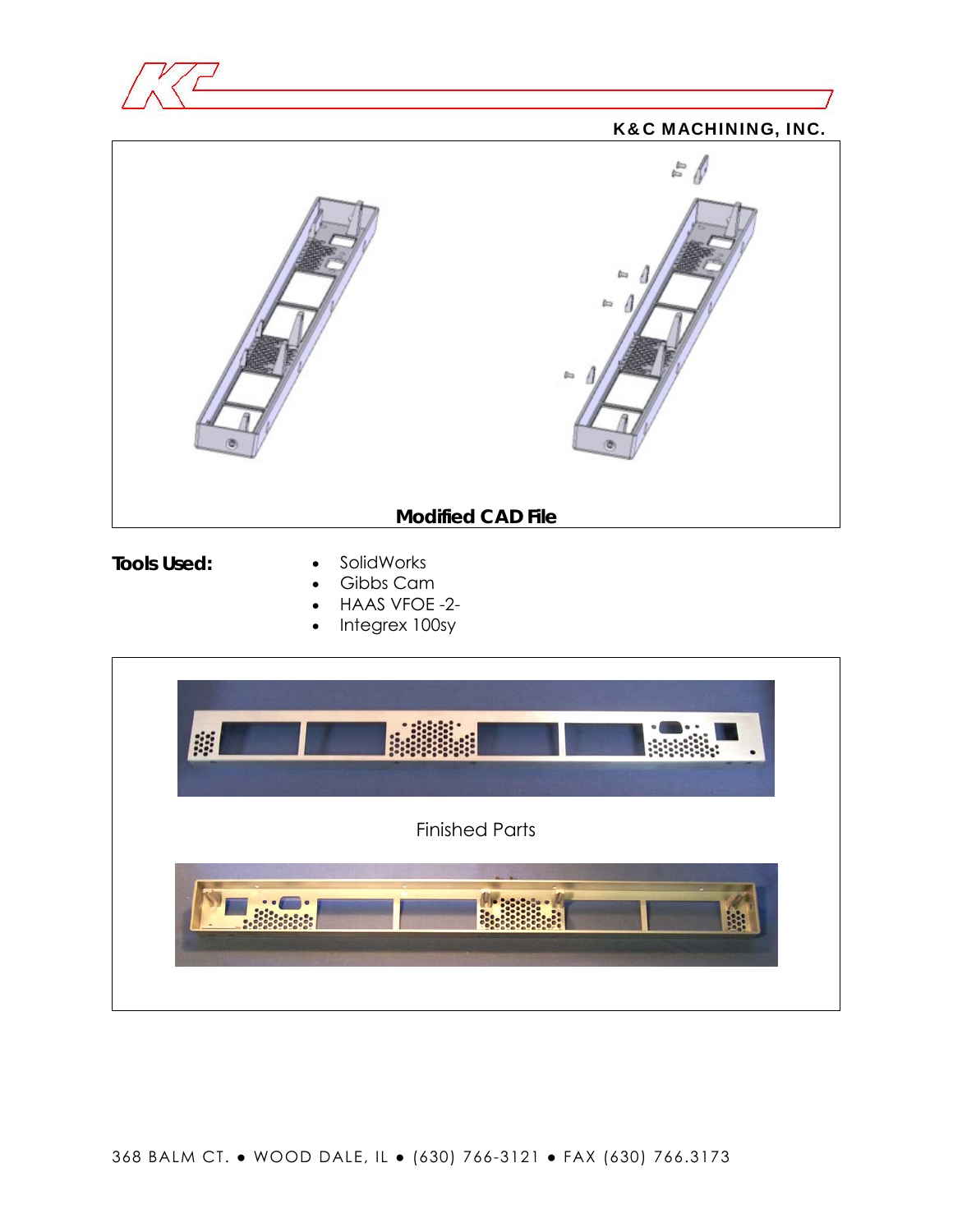K&C MACHINING, INC.

**Modified CAD File**

**Tools Used:**

- SolidWorks
- Gibbs Cam
- HAAS VFOE -2-
- Integrex 100sy

Finished Parts

368 BALM CT. ● WOOD DALE, IL ● (630) 766-3121 ● FAX (630) 766.3173